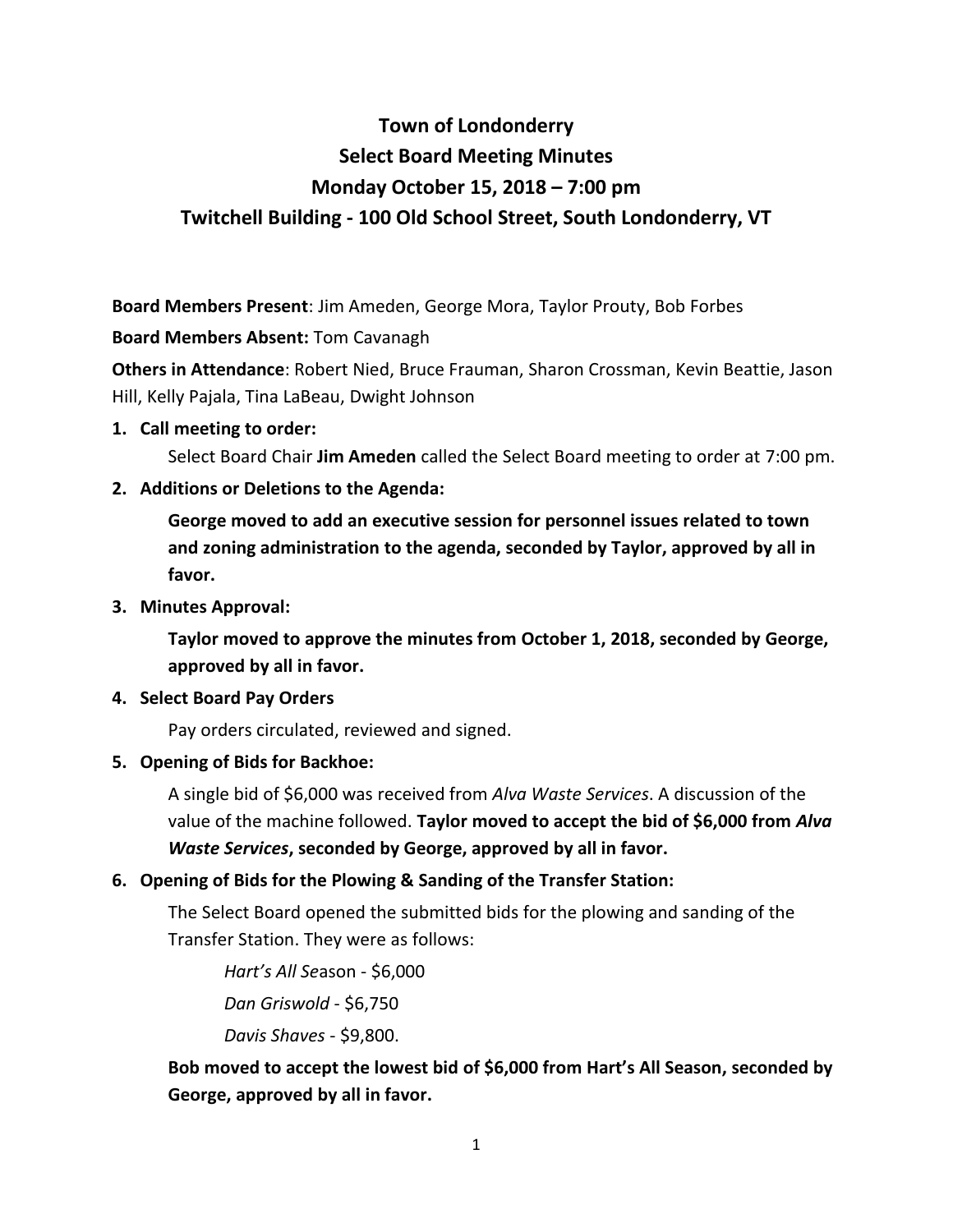# Town of Londonderry
## Select Board Meeting Minutes
## Monday October 15, 2018 – 7:00 pm
## Twitchell Building - 100 Old School Street, South Londonderry, VT

**Board Members Present**: Jim Ameden, George Mora, Taylor Prouty, Bob Forbes

**Board Members Absent:** Tom Cavanagh

**Others in Attendance**: Robert Nied, Bruce Frauman, Sharon Crossman, Kevin Beattie, Jason Hill, Kelly Pajala, Tina LaBeau, Dwight Johnson

1. **Call meeting to order:**

   Select Board Chair **Jim Ameden** called the Select Board meeting to order at 7:00 pm.

2. **Additions or Deletions to the Agenda:**

   **George moved to add an executive session for personnel issues related to town and zoning administration to the agenda, seconded by Taylor, approved by all in favor.**

3. **Minutes Approval:**

   **Taylor moved to approve the minutes from October 1, 2018, seconded by George, approved by all in favor.**

4. **Select Board Pay Orders**

   Pay orders circulated, reviewed and signed.

5. **Opening of Bids for Backhoe:**

   A single bid of $6,000 was received from *Alva Waste Services*. A discussion of the value of the machine followed. **Taylor moved to accept the bid of $6,000 from *Alva Waste Services*, seconded by George, approved by all in favor.**

6. **Opening of Bids for the Plowing & Sanding of the Transfer Station:**

   The Select Board opened the submitted bids for the plowing and sanding of the Transfer Station. They were as follows:

   *Hart's All Season* - $6,000

   *Dan Griswold* - $6,750

   *Davis Shaves* - $9,800.

   **Bob moved to accept the lowest bid of $6,000 from Hart's All Season, seconded by George, approved by all in favor.**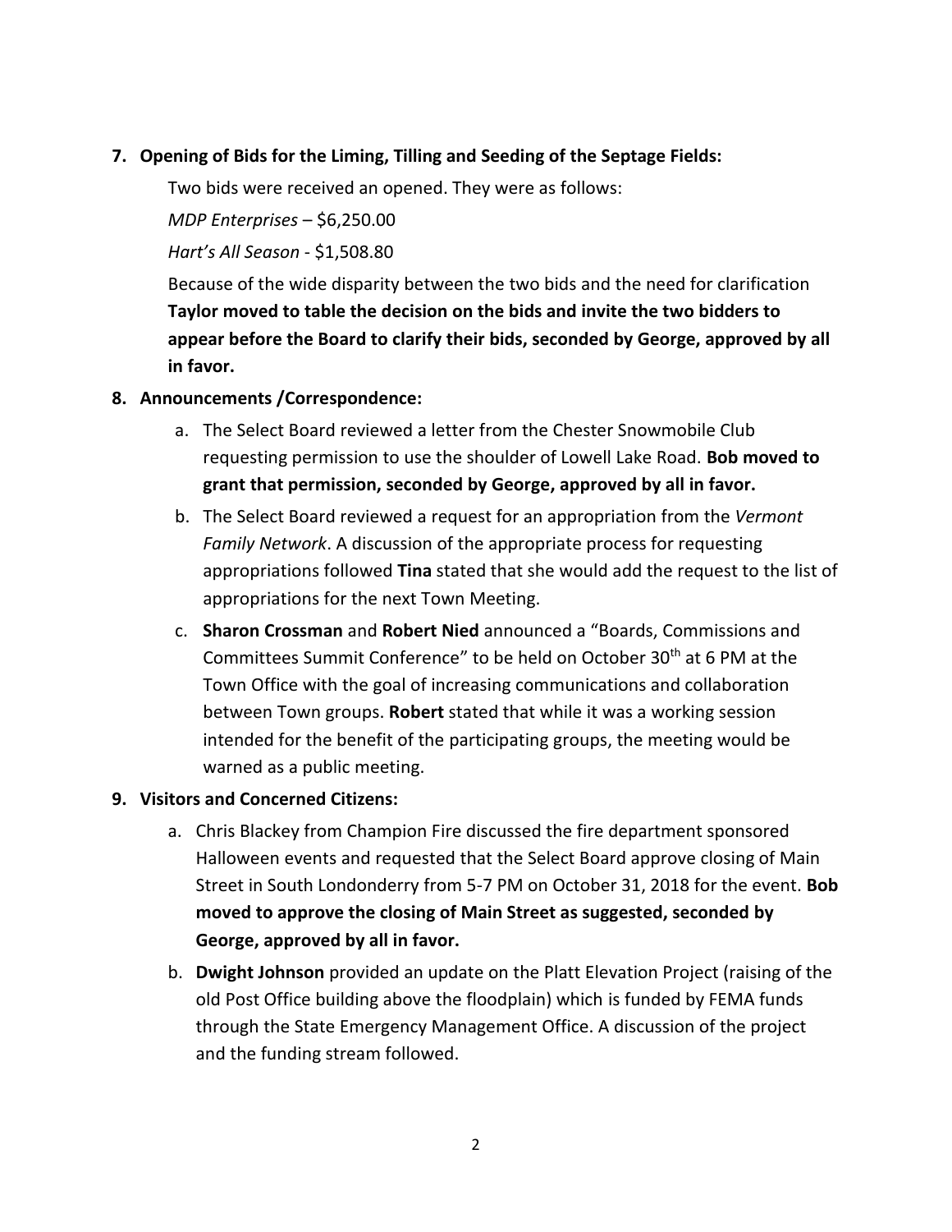**7. Opening of Bids for the Liming, Tilling and Seeding of the Septage Fields:**

Two bids were received an opened. They were as follows:

*MDP Enterprises* – $6,250.00

*Hart's All Season* - $1,508.80

Because of the wide disparity between the two bids and the need for clarification **Taylor moved to table the decision on the bids and invite the two bidders to appear before the Board to clarify their bids, seconded by George, approved by all in favor.**

**8. Announcements /Correspondence:**

a. The Select Board reviewed a letter from the Chester Snowmobile Club requesting permission to use the shoulder of Lowell Lake Road. **Bob moved to grant that permission, seconded by George, approved by all in favor.**

b. The Select Board reviewed a request for an appropriation from the *Vermont Family Network*. A discussion of the appropriate process for requesting appropriations followed **Tina** stated that she would add the request to the list of appropriations for the next Town Meeting.

c. **Sharon Crossman** and **Robert Nied** announced a "Boards, Commissions and Committees Summit Conference" to be held on October 30th at 6 PM at the Town Office with the goal of increasing communications and collaboration between Town groups. **Robert** stated that while it was a working session intended for the benefit of the participating groups, the meeting would be warned as a public meeting.

**9. Visitors and Concerned Citizens:**

a. Chris Blackey from Champion Fire discussed the fire department sponsored Halloween events and requested that the Select Board approve closing of Main Street in South Londonderry from 5-7 PM on October 31, 2018 for the event. **Bob moved to approve the closing of Main Street as suggested, seconded by George, approved by all in favor.**

b. **Dwight Johnson** provided an update on the Platt Elevation Project (raising of the old Post Office building above the floodplain) which is funded by FEMA funds through the State Emergency Management Office. A discussion of the project and the funding stream followed.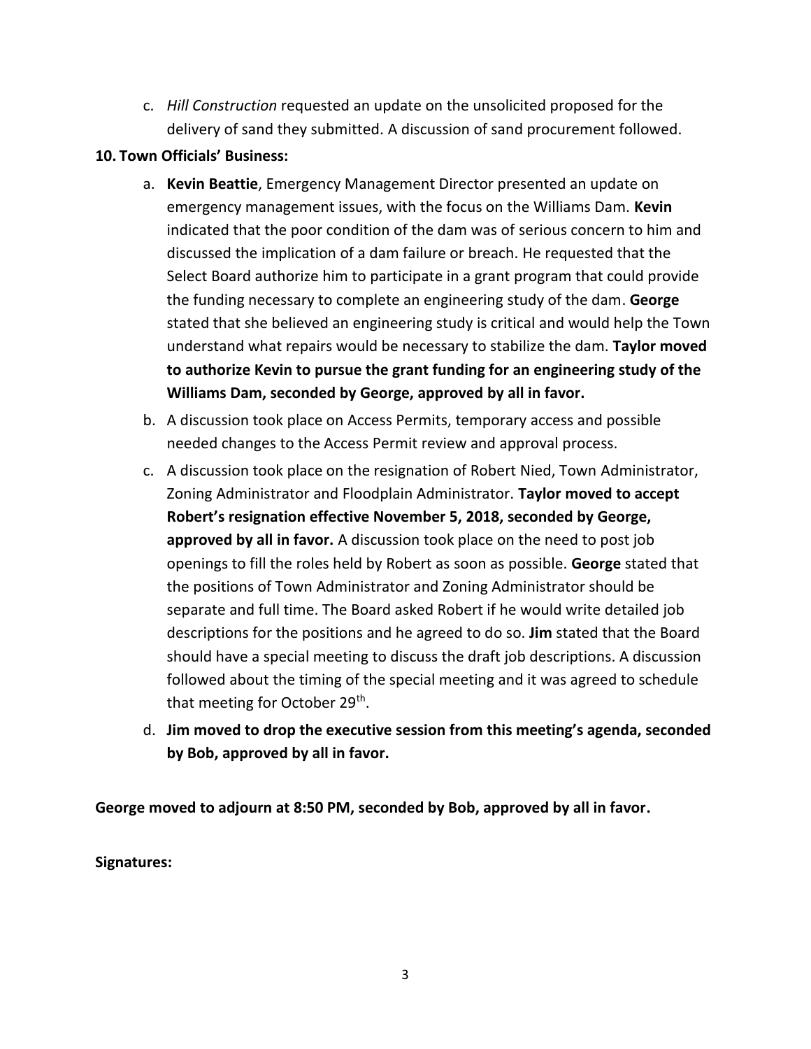c. *Hill Construction* requested an update on the unsolicited proposed for the delivery of sand they submitted. A discussion of sand procurement followed.

**10. Town Officials' Business:**

a. **Kevin Beattie**, Emergency Management Director presented an update on emergency management issues, with the focus on the Williams Dam. **Kevin** indicated that the poor condition of the dam was of serious concern to him and discussed the implication of a dam failure or breach. He requested that the Select Board authorize him to participate in a grant program that could provide the funding necessary to complete an engineering study of the dam. **George** stated that she believed an engineering study is critical and would help the Town understand what repairs would be necessary to stabilize the dam. **Taylor moved to authorize Kevin to pursue the grant funding for an engineering study of the Williams Dam, seconded by George, approved by all in favor.**

b. A discussion took place on Access Permits, temporary access and possible needed changes to the Access Permit review and approval process.

c. A discussion took place on the resignation of Robert Nied, Town Administrator, Zoning Administrator and Floodplain Administrator. **Taylor moved to accept Robert's resignation effective November 5, 2018, seconded by George, approved by all in favor.** A discussion took place on the need to post job openings to fill the roles held by Robert as soon as possible. **George** stated that the positions of Town Administrator and Zoning Administrator should be separate and full time. The Board asked Robert if he would write detailed job descriptions for the positions and he agreed to do so. **Jim** stated that the Board should have a special meeting to discuss the draft job descriptions. A discussion followed about the timing of the special meeting and it was agreed to schedule that meeting for October 29th.

d. **Jim moved to drop the executive session from this meeting's agenda, seconded by Bob, approved by all in favor.**

**George moved to adjourn at 8:50 PM, seconded by Bob, approved by all in favor.**

**Signatures:**